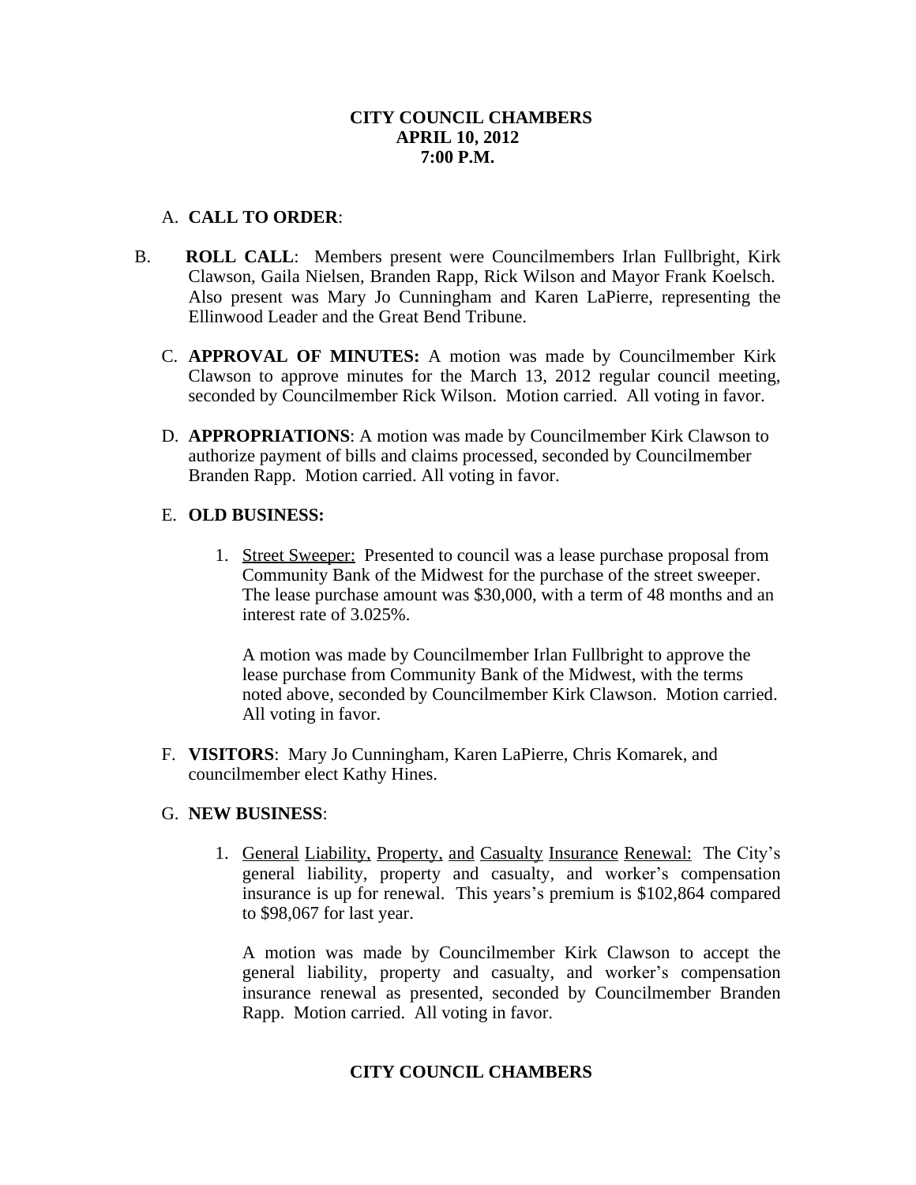**CITY COUNCIL CHAMBERS**
**APRIL 10, 2012**
**7:00 P.M.**

A. **CALL TO ORDER**:

B. **ROLL CALL**: Members present were Councilmembers Irlan Fullbright, Kirk Clawson, Gaila Nielsen, Branden Rapp, Rick Wilson and Mayor Frank Koelsch. Also present was Mary Jo Cunningham and Karen LaPierre, representing the Ellinwood Leader and the Great Bend Tribune.

C. **APPROVAL OF MINUTES:** A motion was made by Councilmember Kirk Clawson to approve minutes for the March 13, 2012 regular council meeting, seconded by Councilmember Rick Wilson. Motion carried. All voting in favor.

D. **APPROPRIATIONS**: A motion was made by Councilmember Kirk Clawson to authorize payment of bills and claims processed, seconded by Councilmember Branden Rapp. Motion carried. All voting in favor.

E. **OLD BUSINESS:**

1. Street Sweeper: Presented to council was a lease purchase proposal from Community Bank of the Midwest for the purchase of the street sweeper. The lease purchase amount was $30,000, with a term of 48 months and an interest rate of 3.025%.

   A motion was made by Councilmember Irlan Fullbright to approve the lease purchase from Community Bank of the Midwest, with the terms noted above, seconded by Councilmember Kirk Clawson. Motion carried. All voting in favor.

F. **VISITORS**: Mary Jo Cunningham, Karen LaPierre, Chris Komarek, and councilmember elect Kathy Hines.

G. **NEW BUSINESS**:

1. General Liability, Property, and Casualty Insurance Renewal: The City's general liability, property and casualty, and worker's compensation insurance is up for renewal. This years's premium is $102,864 compared to $98,067 for last year.

   A motion was made by Councilmember Kirk Clawson to accept the general liability, property and casualty, and worker's compensation insurance renewal as presented, seconded by Councilmember Branden Rapp. Motion carried. All voting in favor.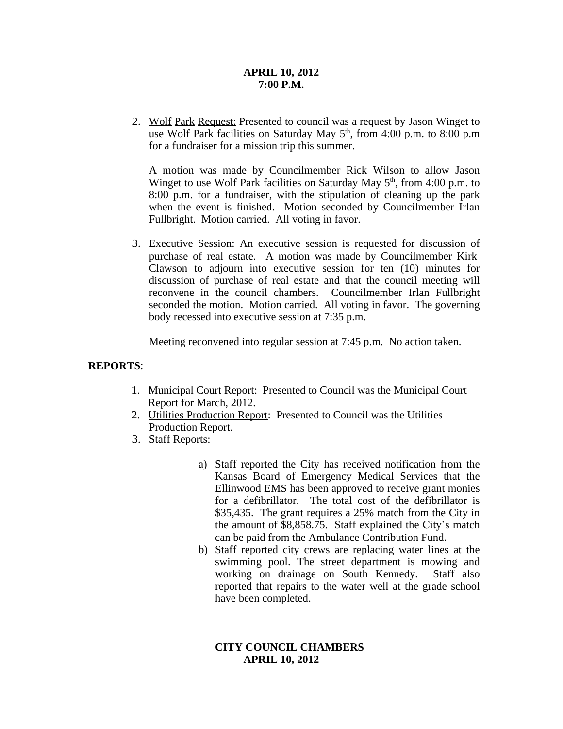2. Wolf Park Request: Presented to council was a request by Jason Winget to use Wolf Park facilities on Saturday May 5th, from 4:00 p.m. to 8:00 p.m for a fundraiser for a mission trip this summer.

   A motion was made by Councilmember Rick Wilson to allow Jason Winget to use Wolf Park facilities on Saturday May 5th, from 4:00 p.m. to 8:00 p.m. for a fundraiser, with the stipulation of cleaning up the park when the event is finished. Motion seconded by Councilmember Irlan Fullbright. Motion carried. All voting in favor.

3. Executive Session: An executive session is requested for discussion of purchase of real estate. A motion was made by Councilmember Kirk Clawson to adjourn into executive session for ten (10) minutes for discussion of purchase of real estate and that the council meeting will reconvene in the council chambers. Councilmember Irlan Fullbright seconded the motion. Motion carried. All voting in favor. The governing body recessed into executive session at 7:35 p.m.

   Meeting reconvened into regular session at 7:45 p.m. No action taken.

**REPORTS**:

1. Municipal Court Report: Presented to Council was the Municipal Court Report for March, 2012.
2. Utilities Production Report: Presented to Council was the Utilities Production Report.
3. Staff Reports:

   a) Staff reported the City has received notification from the Kansas Board of Emergency Medical Services that the Ellinwood EMS has been approved to receive grant monies for a defibrillator. The total cost of the defibrillator is $35,435. The grant requires a 25% match from the City in the amount of $8,858.75. Staff explained the City's match can be paid from the Ambulance Contribution Fund.
   b) Staff reported city crews are replacing water lines at the swimming pool. The street department is mowing and working on drainage on South Kennedy. Staff also reported that repairs to the water well at the grade school have been completed.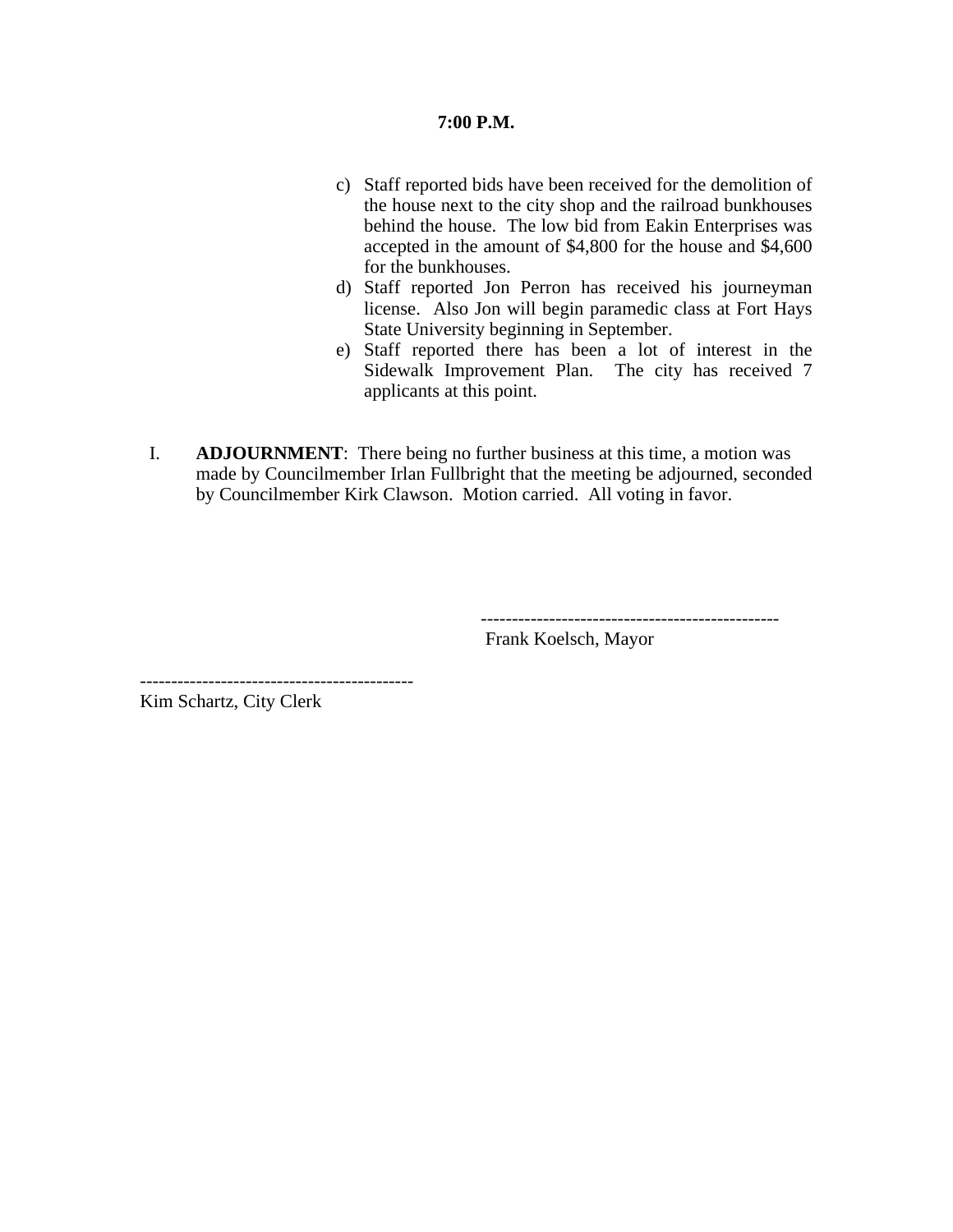**7:00 P.M.**

c) Staff reported bids have been received for the demolition of the house next to the city shop and the railroad bunkhouses behind the house. The low bid from Eakin Enterprises was accepted in the amount of $4,800 for the house and $4,600 for the bunkhouses.

d) Staff reported Jon Perron has received his journeyman license. Also Jon will begin paramedic class at Fort Hays State University beginning in September.

e) Staff reported there has been a lot of interest in the Sidewalk Improvement Plan. The city has received 7 applicants at this point.

I. **ADJOURNMENT**: There being no further business at this time, a motion was made by Councilmember Irlan Fullbright that the meeting be adjourned, seconded by Councilmember Kirk Clawson. Motion carried. All voting in favor.

------------------------------------------------
Frank Koelsch, Mayor

--------------------------------------------
Kim Schartz, City Clerk